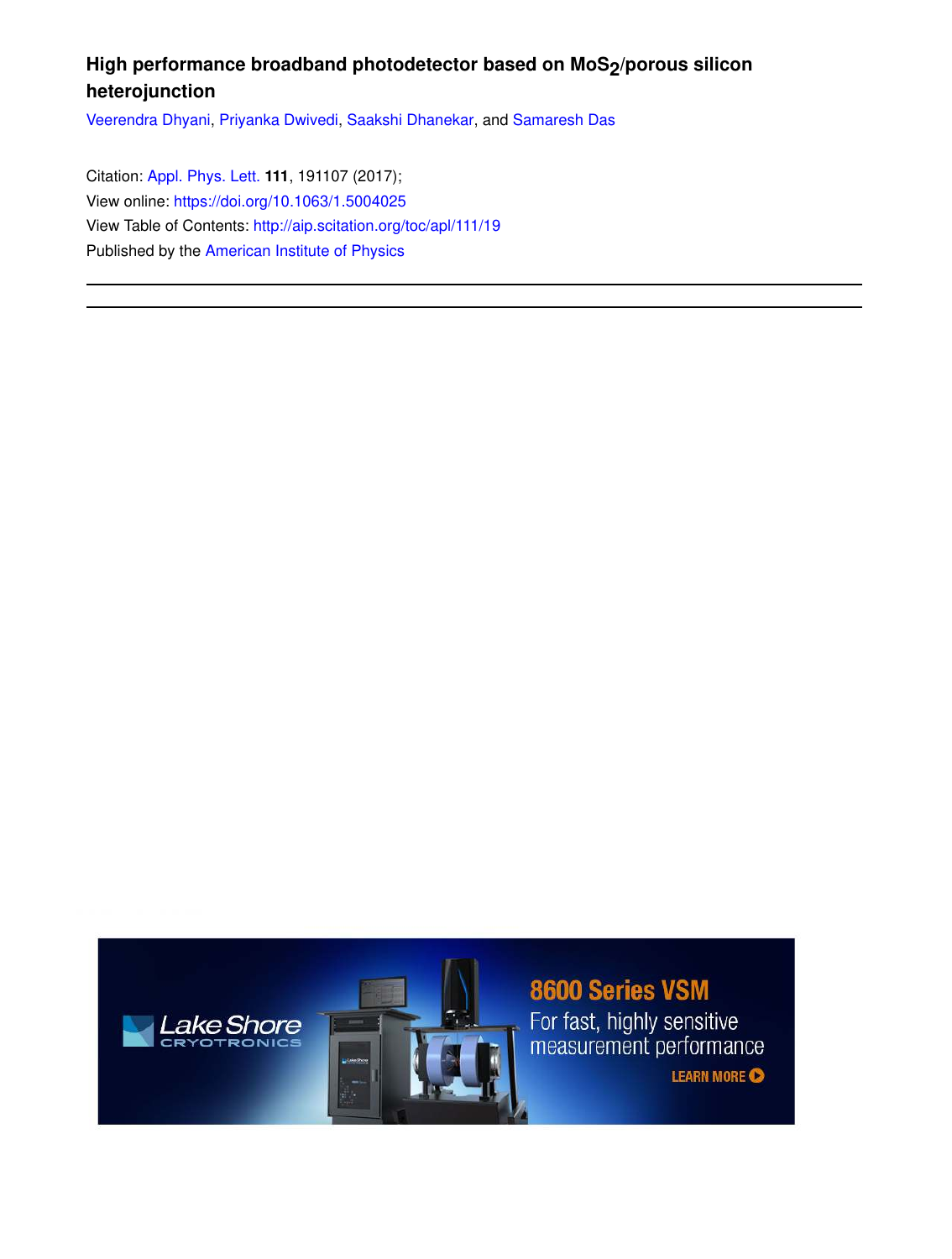# High performance broadband photodetector based on $MoS_2$/porous silicon heterojunction

Veerendra Dhyani, Priyanka Dwivedi, Saakshi Dhanekar, and Samaresh Das

Citation: Appl. Phys. Lett. **111**, 191107 (2017);
View online: https://doi.org/10.1063/1.5004025
View Table of Contents: http://aip.scitation.org/toc/apl/111/19
Published by the American Institute of Physics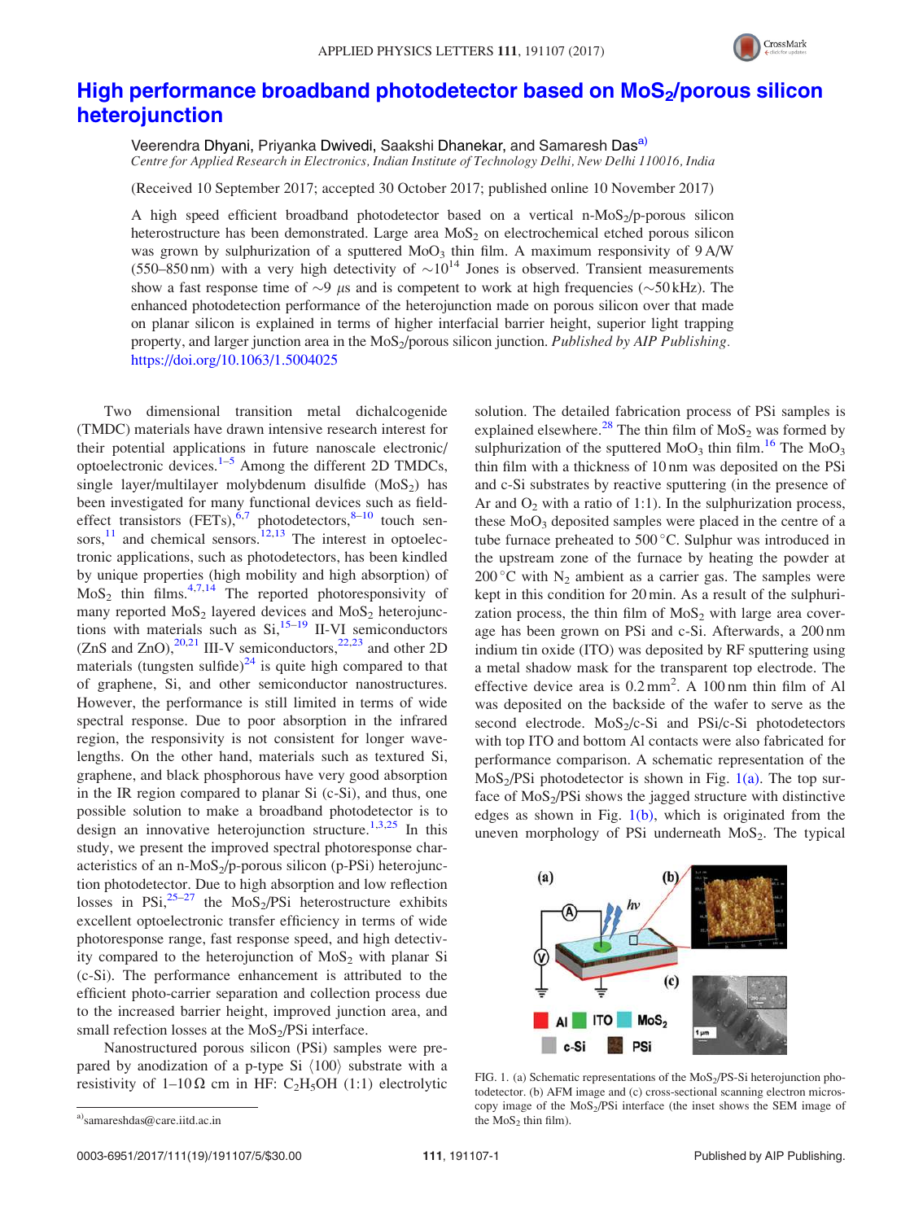# High performance broadband photodetector based on $MoS_2$/porous silicon heterojunction

Veerendra Dhyani, Priyanka Dwivedi, Saakshi Dhanekar, and Samaresh Das[a)]

*Centre for Applied Research in Electronics, Indian Institute of Technology Delhi, New Delhi 110016, India*

(Received 10 September 2017; accepted 30 October 2017; published online 10 November 2017)

A high speed efficient broadband photodetector based on a vertical n-$MoS_2$/p-porous silicon heterostructure has been demonstrated. Large area $MoS_2$ on electrochemical etched porous silicon was grown by sulphurization of a sputtered $MoO_3$ thin film. A maximum responsivity of 9 A/W (550–850 nm) with a very high detectivity of $\sim 10^{14}$ Jones is observed. Transient measurements show a fast response time of $\sim 9$ $\mu$s and is competent to work at high frequencies ($\sim$50 kHz). The enhanced photodetection performance of the heterojunction made on porous silicon over that made on planar silicon is explained in terms of higher interfacial barrier height, superior light trapping property, and larger junction area in the $MoS_2$/porous silicon junction. *Published by AIP Publishing.* https://doi.org/10.1063/1.5004025

Two dimensional transition metal dichalcogenide (TMDC) materials have drawn intensive research interest for their potential applications in future nanoscale electronic/optoelectronic devices.[1–5] Among the different 2D TMDCs, single layer/multilayer molybdenum disulfide ($MoS_2$) has been investigated for many functional devices such as field-effect transistors (FETs),[6,7] photodetectors,[8–10] touch sensors,[11] and chemical sensors.[12,13] The interest in optoelectronic applications, such as photodetectors, has been kindled by unique properties (high mobility and high absorption) of $MoS_2$ thin films.[4,7,14] The reported photoresponsivity of many reported $MoS_2$ layered devices and $MoS_2$ heterojunctions with materials such as Si,[15–19] II-VI semiconductors (ZnS and ZnO),[20,21] III-V semiconductors,[22,23] and other 2D materials (tungsten sulfide)[24] is quite high compared to that of graphene, Si, and other semiconductor nanostructures. However, the performance is still limited in terms of wide spectral response. Due to poor absorption in the infrared region, the responsivity is not consistent for longer wavelengths. On the other hand, materials such as textured Si, graphene, and black phosphorous have very good absorption in the IR region compared to planar Si (c-Si), and thus, one possible solution to make a broadband photodetector is to design an innovative heterojunction structure.[1,3,25] In this study, we present the improved spectral photoresponse characteristics of an n-$MoS_2$/p-porous silicon (p-PSi) heterojunction photodetector. Due to high absorption and low reflection losses in PSi,[25–27] the $MoS_2$/PSi heterostructure exhibits excellent optoelectronic transfer efficiency in terms of wide photoresponse range, fast response speed, and high detectivity compared to the heterojunction of $MoS_2$ with planar Si (c-Si). The performance enhancement is attributed to the efficient photo-carrier separation and collection process due to the increased barrier height, improved junction area, and small refection losses at the $MoS_2$/PSi interface.

Nanostructured porous silicon (PSi) samples were prepared by anodization of a p-type Si ⟨100⟩ substrate with a resistivity of 1–10 Ω cm in HF: $C_2H_5OH$ (1:1) electrolytic solution. The detailed fabrication process of PSi samples is explained elsewhere.[28] The thin film of $MoS_2$ was formed by sulphurization of the sputtered $MoO_3$ thin film.[16] The $MoO_3$ thin film with a thickness of 10 nm was deposited on the PSi and c-Si substrates by reactive sputtering (in the presence of Ar and $O_2$ with a ratio of 1:1). In the sulphurization process, these $MoO_3$ deposited samples were placed in the centre of a tube furnace preheated to 500 °C. Sulphur was introduced in the upstream zone of the furnace by heating the powder at 200 °C with $N_2$ ambient as a carrier gas. The samples were kept in this condition for 20 min. As a result of the sulphurization process, the thin film of $MoS_2$ with large area coverage has been grown on PSi and c-Si. Afterwards, a 200 nm indium tin oxide (ITO) was deposited by RF sputtering using a metal shadow mask for the transparent top electrode. The effective device area is 0.2 $mm^2$. A 100 nm thin film of Al was deposited on the backside of the wafer to serve as the second electrode. $MoS_2$/c-Si and PSi/c-Si photodetectors with top ITO and bottom Al contacts were also fabricated for performance comparison. A schematic representation of the $MoS_2$/PSi photodetector is shown in Fig. 1(a). The top surface of $MoS_2$/PSi shows the jagged structure with distinctive edges as shown in Fig. 1(b), which is originated from the uneven morphology of PSi underneath $MoS_2$. The typical

FIG. 1. (a) Schematic representations of the $MoS_2$/PS-Si heterojunction photodetector. (b) AFM image and (c) cross-sectional scanning electron microscopy image of the $MoS_2$/PSi interface (the inset shows the SEM image of the $MoS_2$ thin film).

a)samareshdas@care.iitd.ac.in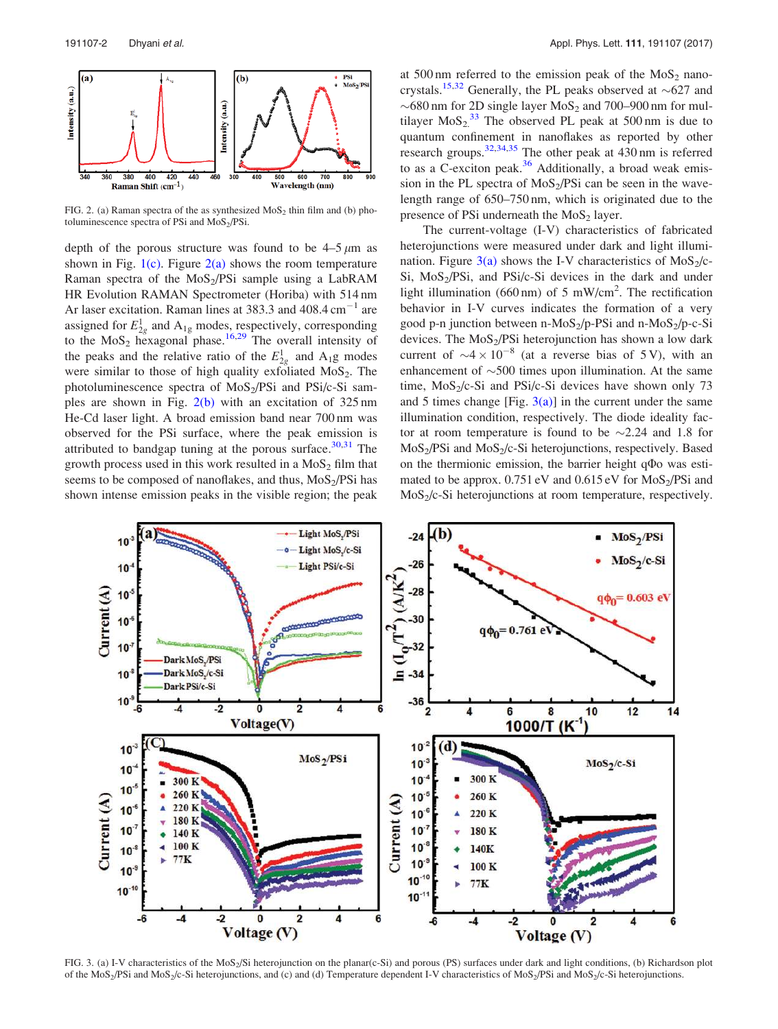FIG. 2. (a) Raman spectra of the as synthesized $MoS_2$ thin film and (b) photoluminescence spectra of PSi and $MoS_2$/PSi.

depth of the porous structure was found to be 4–5 $\mu$m as shown in Fig. 1(c). Figure 2(a) shows the room temperature Raman spectra of the $MoS_2$/PSi sample using a LabRAM HR Evolution RAMAN Spectrometer (Horiba) with 514 nm Ar laser excitation. Raman lines at 383.3 and 408.4 $cm^{-1}$ are assigned for $E^1_{2g}$ and $A_{1g}$ modes, respectively, corresponding to the $MoS_2$ hexagonal phase.[16,29] The overall intensity of the peaks and the relative ratio of the $E^1_{2g}$ and $A_{1g}$ modes were similar to those of high quality exfoliated $MoS_2$. The photoluminescence spectra of $MoS_2$/PSi and PSi/c-Si samples are shown in Fig. 2(b) with an excitation of 325 nm He-Cd laser light. A broad emission band near 700 nm was observed for the PSi surface, where the peak emission is attributed to bandgap tuning at the porous surface.[30,31] The growth process used in this work resulted in a $MoS_2$ film that seems to be composed of nanoflakes, and thus, $MoS_2$/PSi has shown intense emission peaks in the visible region; the peak at 500 nm referred to the emission peak of the $MoS_2$ nanocrystals.[15,32] Generally, the PL peaks observed at ~627 and ~680 nm for 2D single layer $MoS_2$ and 700–900 nm for multilayer $MoS_2$.[33] The observed PL peak at 500 nm is due to quantum confinement in nanoflakes as reported by other research groups.[32,34,35] The other peak at 430 nm is referred to as a C-exciton peak.[36] Additionally, a broad weak emission in the PL spectra of $MoS_2$/PSi can be seen in the wavelength range of 650–750 nm, which is originated due to the presence of PSi underneath the $MoS_2$ layer.

The current-voltage (I-V) characteristics of fabricated heterojunctions were measured under dark and light illumination. Figure 3(a) shows the I-V characteristics of $MoS_2$/c-Si, $MoS_2$/PSi, and PSi/c-Si devices in the dark and under light illumination (660 nm) of 5 mW/$cm^2$. The rectification behavior in I-V curves indicates the formation of a very good p-n junction between n-$MoS_2$/p-PSi and n-$MoS_2$/p-c-Si devices. The $MoS_2$/PSi heterojunction has shown a low dark current of ~$4 \times 10^{-8}$ (at a reverse bias of 5 V), with an enhancement of ~500 times upon illumination. At the same time, $MoS_2$/c-Si and PSi/c-Si devices have shown only 73 and 5 times change [Fig. 3(a)] in the current under the same illumination condition, respectively. The diode ideality factor at room temperature is found to be ~2.24 and 1.8 for $MoS_2$/PSi and $MoS_2$/c-Si heterojunctions, respectively. Based on the thermionic emission, the barrier height $q\Phi_o$ was estimated to be approx. 0.751 eV and 0.615 eV for $MoS_2$/PSi and $MoS_2$/c-Si heterojunctions at room temperature, respectively.

FIG. 3. (a) I-V characteristics of the $MoS_2$/Si heterojunction on the planar(c-Si) and porous (PS) surfaces under dark and light conditions, (b) Richardson plot of the $MoS_2$/PSi and $MoS_2$/c-Si heterojunctions, and (c) and (d) Temperature dependent I-V characteristics of $MoS_2$/PSi and $MoS_2$/c-Si heterojunctions.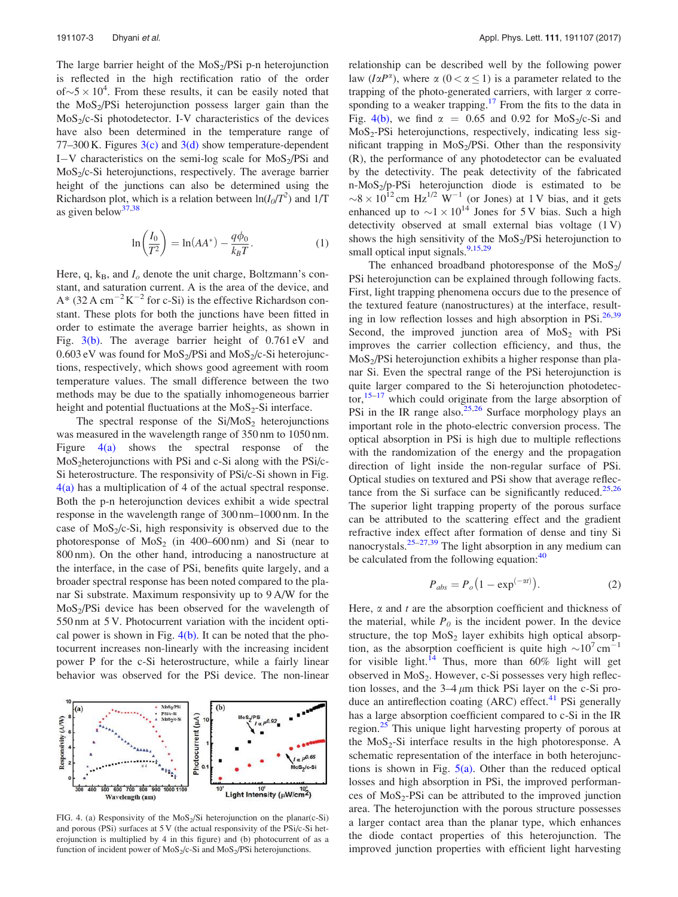The large barrier height of the $MoS_2$/PSi p-n heterojunction is reflected in the high rectification ratio of the order of $\sim 5 \times 10^4$. From these results, it can be easily noted that the $MoS_2$/PSi heterojunction possess larger gain than the $MoS_2$/c-Si photodetector. I-V characteristics of the devices have also been determined in the temperature range of 77–300 K. Figures 3(c) and 3(d) show temperature-dependent I−V characteristics on the semi-log scale for $MoS_2$/PSi and $MoS_2$/c-Si heterojunctions, respectively. The average barrier height of the junctions can also be determined using the Richardson plot, which is a relation between $\ln(I_o/T^2)$ and 1/T as given below[37,38]

$$\ln\left(\frac{I_0}{T^2}\right) = \ln(AA^*) - \frac{q\phi_0}{k_B T}. \tag{1}$$

Here, q, $k_B$, and $I_o$ denote the unit charge, Boltzmann's constant, and saturation current. A is the area of the device, and $A^*$ (32 A $cm^{-2}K^{-2}$ for c-Si) is the effective Richardson constant. These plots for both the junctions have been fitted in order to estimate the average barrier heights, as shown in Fig. 3(b). The average barrier height of 0.761 eV and 0.603 eV was found for $MoS_2$/PSi and $MoS_2$/c-Si heterojunctions, respectively, which shows good agreement with room temperature values. The small difference between the two methods may be due to the spatially inhomogeneous barrier height and potential fluctuations at the $MoS_2$-Si interface.

The spectral response of the Si/$MoS_2$ heterojunctions was measured in the wavelength range of 350 nm to 1050 nm. Figure 4(a) shows the spectral response of the $MoS_2$heterojunctions with PSi and c-Si along with the PSi/c-Si heterostructure. The responsivity of PSi/c-Si shown in Fig. 4(a) has a multiplication of 4 of the actual spectral response. Both the p-n heterojunction devices exhibit a wide spectral response in the wavelength range of 300 nm–1000 nm. In the case of $MoS_2$/c-Si, high responsivity is observed due to the photoresponse of $MoS_2$ (in 400–600 nm) and Si (near to 800 nm). On the other hand, introducing a nanostructure at the interface, in the case of PSi, benefits quite largely, and a broader spectral response has been noted compared to the planar Si substrate. Maximum responsivity up to 9 A/W for the $MoS_2$/PSi device has been observed for the wavelength of 550 nm at 5 V. Photocurrent variation with the incident optical power is shown in Fig. 4(b). It can be noted that the photocurrent increases non-linearly with the increasing incident power P for the c-Si heterostructure, while a fairly linear behavior was observed for the PSi device. The non-linear relationship can be described well by the following power law ($I \alpha P^{\alpha}$), where $\alpha$ ($0 < \alpha \leq 1$) is a parameter related to the trapping of the photo-generated carriers, with larger $\alpha$ corresponding to a weaker trapping.[17] From the fits to the data in Fig. 4(b), we find $\alpha$ = 0.65 and 0.92 for $MoS_2$/c-Si and $MoS_2$-PSi heterojunctions, respectively, indicating less significant trapping in $MoS_2$/PSi. Other than the responsivity (R), the performance of any photodetector can be evaluated by the detectivity. The peak detectivity of the fabricated n-$MoS_2$/p-PSi heterojunction diode is estimated to be $\sim 8 \times 10^{12}$ cm $Hz^{1/2}$ $W^{-1}$ (or Jones) at 1 V bias, and it gets enhanced up to $\sim 1 \times 10^{14}$ Jones for 5 V bias. Such a high detectivity observed at small external bias voltage (1 V) shows the high sensitivity of the $MoS_2$/PSi heterojunction to small optical input signals.[9,15,29]

FIG. 4. (a) Responsivity of the $MoS_2$/Si heterojunction on the planar(c-Si) and porous (PSi) surfaces at 5 V (the actual responsivity of the PSi/c-Si heterojunction is multiplied by 4 in this figure) and (b) photocurrent of as a function of incident power of $MoS_2$/c-Si and $MoS_2$/PSi heterojunctions.

The enhanced broadband photoresponse of the $MoS_2$/PSi heterojunction can be explained through following facts. First, light trapping phenomena occurs due to the presence of the textured feature (nanostructures) at the interface, resulting in low reflection losses and high absorption in PSi.[26,39] Second, the improved junction area of $MoS_2$ with PSi improves the carrier collection efficiency, and thus, the $MoS_2$/PSi heterojunction exhibits a higher response than planar Si. Even the spectral range of the PSi heterojunction is quite larger compared to the Si heterojunction photodetector,[15–17] which could originate from the large absorption of PSi in the IR range also.[25,26] Surface morphology plays an important role in the photo-electric conversion process. The optical absorption in PSi is high due to multiple reflections with the randomization of the energy and the propagation direction of light inside the non-regular surface of PSi. Optical studies on textured and PSi show that average reflectance from the Si surface can be significantly reduced.[25,26] The superior light trapping property of the porous surface can be attributed to the scattering effect and the gradient refractive index effect after formation of dense and tiny Si nanocrystals.[25–27,39] The light absorption in any medium can be calculated from the following equation:[40]

$$P_{abs} = P_o\left(1 - \exp^{(-\alpha t)}\right). \tag{2}$$

Here, $\alpha$ and $t$ are the absorption coefficient and thickness of the material, while $P_0$ is the incident power. In the device structure, the top $MoS_2$ layer exhibits high optical absorption, as the absorption coefficient is quite high $\sim 10^7\,cm^{-1}$ for visible light.[14] Thus, more than 60% light will get observed in $MoS_2$. However, c-Si possesses very high reflection losses, and the 3–4 $\mu$m thick PSi layer on the c-Si produce an antireflection coating (ARC) effect.[41] PSi generally has a large absorption coefficient compared to c-Si in the IR region.[25] This unique light harvesting property of porous at the $MoS_2$-Si interface results in the high photoresponse. A schematic representation of the interface in both heterojunctions is shown in Fig. 5(a). Other than the reduced optical losses and high absorption in PSi, the improved performances of $MoS_2$-PSi can be attributed to the improved junction area. The heterojunction with the porous structure possesses a larger contact area than the planar type, which enhances the diode contact properties of this heterojunction. The improved junction properties with efficient light harvesting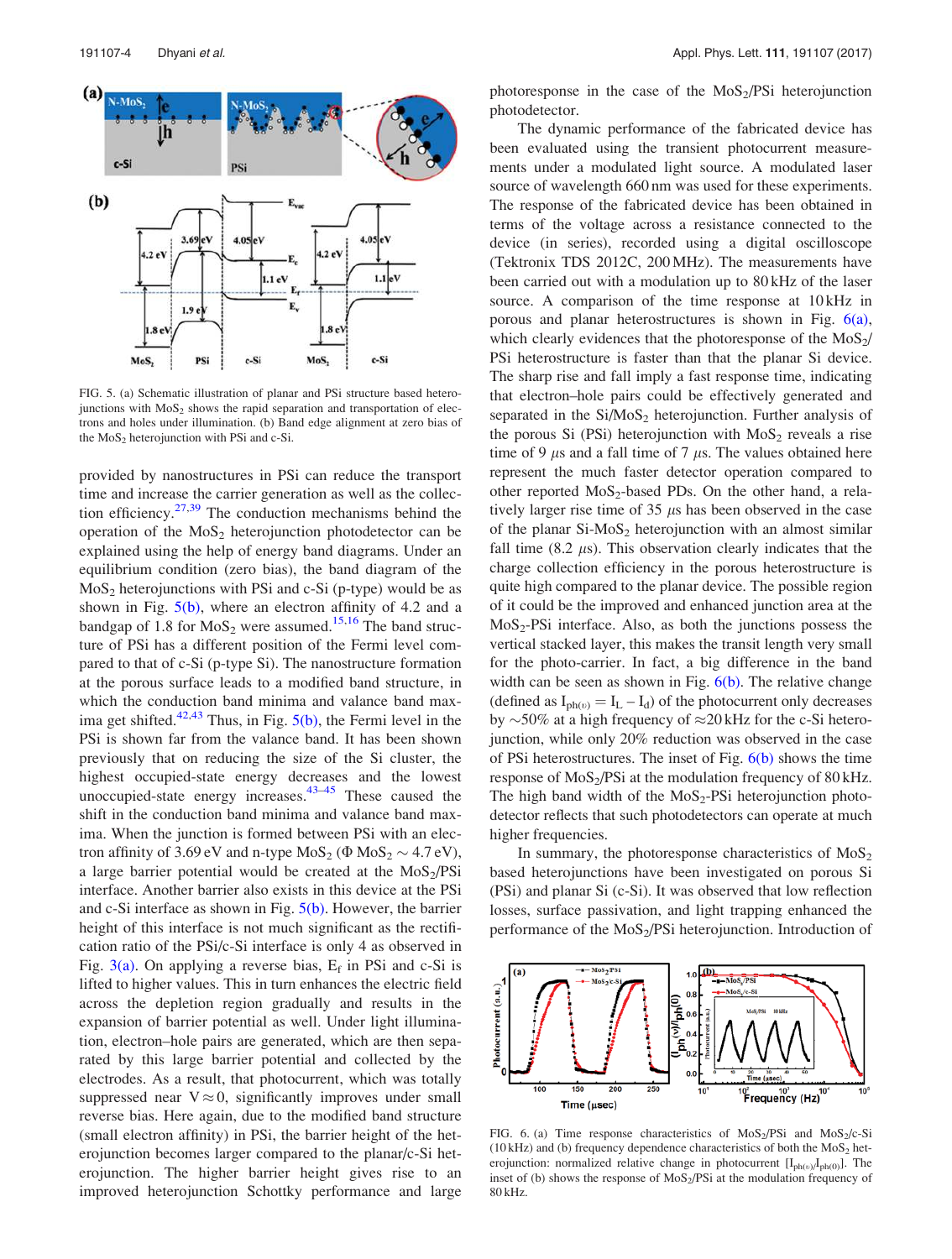FIG. 5. (a) Schematic illustration of planar and PSi structure based heterojunctions with $MoS_2$ shows the rapid separation and transportation of electrons and holes under illumination. (b) Band edge alignment at zero bias of the $MoS_2$ heterojunction with PSi and c-Si.

provided by nanostructures in PSi can reduce the transport time and increase the carrier generation as well as the collection efficiency.[27,39] The conduction mechanisms behind the operation of the $MoS_2$ heterojunction photodetector can be explained using the help of energy band diagrams. Under an equilibrium condition (zero bias), the band diagram of the $MoS_2$ heterojunctions with PSi and c-Si (p-type) would be as shown in Fig. 5(b), where an electron affinity of 4.2 and a bandgap of 1.8 for $MoS_2$ were assumed.[15,16] The band structure of PSi has a different position of the Fermi level compared to that of c-Si (p-type Si). The nanostructure formation at the porous surface leads to a modified band structure, in which the conduction band minima and valance band maxima get shifted.[42,43] Thus, in Fig. 5(b), the Fermi level in the PSi is shown far from the valance band. It has been shown previously that on reducing the size of the Si cluster, the highest occupied-state energy decreases and the lowest unoccupied-state energy increases.[43–45] These caused the shift in the conduction band minima and valance band maxima. When the junction is formed between PSi with an electron affinity of 3.69 eV and n-type $MoS_2$ ($\Phi$ $MoS_2$ ~ 4.7 eV), a large barrier potential would be created at the $MoS_2$/PSi interface. Another barrier also exists in this device at the PSi and c-Si interface as shown in Fig. 5(b). However, the barrier height of this interface is not much significant as the rectification ratio of the PSi/c-Si interface is only 4 as observed in Fig. 3(a). On applying a reverse bias, $E_f$ in PSi and c-Si is lifted to higher values. This in turn enhances the electric field across the depletion region gradually and results in the expansion of barrier potential as well. Under light illumination, electron–hole pairs are generated, which are then separated by this large barrier potential and collected by the electrodes. As a result, that photocurrent, which was totally suppressed near $V \approx 0$, significantly improves under small reverse bias. Here again, due to the modified band structure (small electron affinity) in PSi, the barrier height of the heterojunction becomes larger compared to the planar/c-Si heterojunction. The higher barrier height gives rise to an improved heterojunction Schottky performance and large photoresponse in the case of the $MoS_2$/PSi heterojunction photodetector.

The dynamic performance of the fabricated device has been evaluated using the transient photocurrent measurements under a modulated light source. A modulated laser source of wavelength 660 nm was used for these experiments. The response of the fabricated device has been obtained in terms of the voltage across a resistance connected to the device (in series), recorded using a digital oscilloscope (Tektronix TDS 2012C, 200 MHz). The measurements have been carried out with a modulation up to 80 kHz of the laser source. A comparison of the time response at 10 kHz in porous and planar heterostructures is shown in Fig. 6(a), which clearly evidences that the photoresponse of the $MoS_2$/PSi heterostructure is faster than the planar Si device. The sharp rise and fall imply a fast response time, indicating that electron–hole pairs could be effectively generated and separated in the Si/$MoS_2$ heterojunction. Further analysis of the porous Si (PSi) heterojunction with $MoS_2$ reveals a rise time of 9 $\mu$s and a fall time of 7 $\mu$s. The values obtained here represent the much faster detector operation compared to other reported $MoS_2$-based PDs. On the other hand, a relatively larger rise time of 35 $\mu$s has been observed in the case of the planar Si-$MoS_2$ heterojunction with an almost similar fall time (8.2 $\mu$s). This observation clearly indicates that the charge collection efficiency in the porous heterostructure is quite high compared to the planar device. The possible region of it could be the improved and enhanced junction area at the $MoS_2$-PSi interface. Also, as both the junctions possess the vertical stacked layer, this makes the transit length very small for the photo-carrier. In fact, a big difference in the band width can be seen as shown in Fig. 6(b). The relative change (defined as $I_{ph(\upsilon)} = I_L - I_d$) of the photocurrent only decreases by ~50% at a high frequency of $\approx$20 kHz for the c-Si heterojunction, while only 20% reduction was observed in the case of PSi heterostructures. The inset of Fig. 6(b) shows the time response of $MoS_2$/PSi at the modulation frequency of 80 kHz. The high band width of the $MoS_2$-PSi heterojunction photodetector reflects that such photodetectors can operate at much higher frequencies.

In summary, the photoresponse characteristics of $MoS_2$ based heterojunctions have been investigated on porous Si (PSi) and planar Si (c-Si). It was observed that low reflection losses, surface passivation, and light trapping enhanced the performance of the $MoS_2$/PSi heterojunction. Introduction of

FIG. 6. (a) Time response characteristics of $MoS_2$/PSi and $MoS_2$/c-Si (10 kHz) and (b) frequency dependence characteristics of both the $MoS_2$ heterojunction: normalized relative change in photocurrent $[I_{ph(\upsilon)}/I_{ph(0)}]$. The inset of (b) shows the response of $MoS_2$/PSi at the modulation frequency of 80 kHz.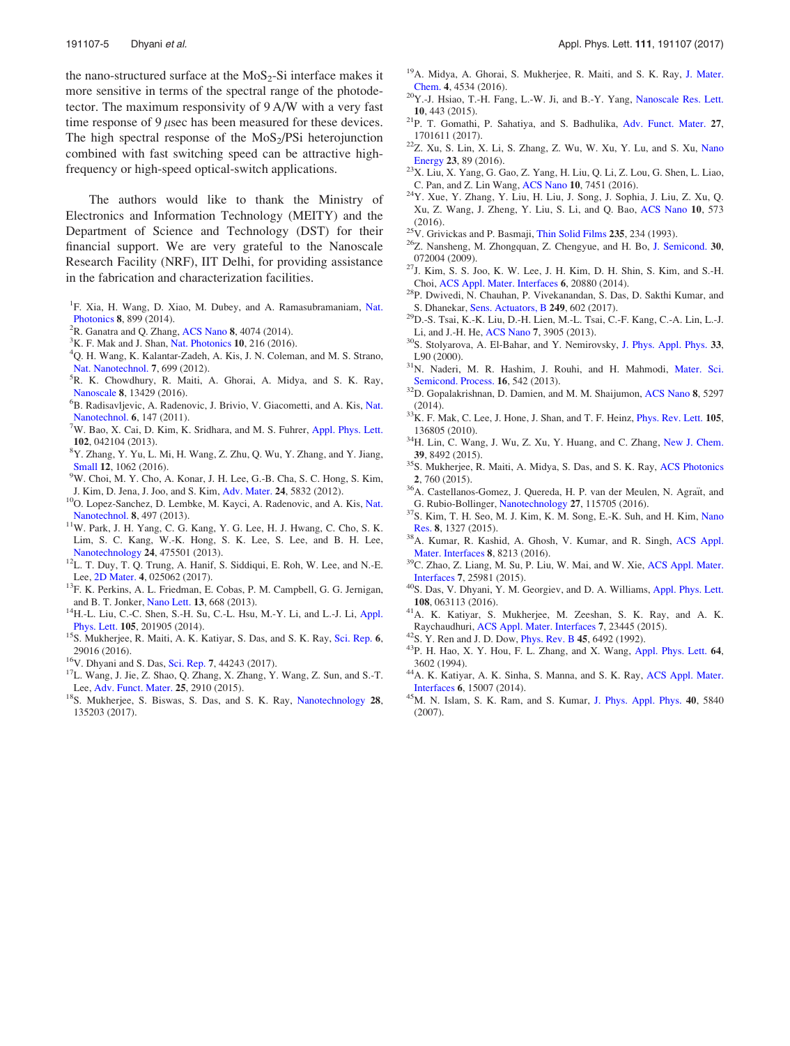the nano-structured surface at the $MoS_2$-Si interface makes it more sensitive in terms of the spectral range of the photodetector. The maximum responsivity of 9 A/W with a very fast time response of 9 $\mu$sec has been measured for these devices. The high spectral response of the $MoS_2$/PSi heterojunction combined with fast switching speed can be attractive high-frequency or high-speed optical-switch applications.

The authors would like to thank the Ministry of Electronics and Information Technology (MEITY) and the Department of Science and Technology (DST) for their financial support. We are very grateful to the Nanoscale Research Facility (NRF), IIT Delhi, for providing assistance in the fabrication and characterization facilities.

[1] F. Xia, H. Wang, D. Xiao, M. Dubey, and A. Ramasubramaniam, Nat. Photonics **8**, 899 (2014).
[2] R. Ganatra and Q. Zhang, ACS Nano **8**, 4074 (2014).
[3] K. F. Mak and J. Shan, Nat. Photonics **10**, 216 (2016).
[4] Q. H. Wang, K. Kalantar-Zadeh, A. Kis, J. N. Coleman, and M. S. Strano, Nat. Nanotechnol. **7**, 699 (2012).
[5] R. K. Chowdhury, R. Maiti, A. Ghorai, A. Midya, and S. K. Ray, Nanoscale **8**, 13429 (2016).
[6] B. Radisavljevic, A. Radenovic, J. Brivio, V. Giacometti, and A. Kis, Nat. Nanotechnol. **6**, 147 (2011).
[7] W. Bao, X. Cai, D. Kim, K. Sridhara, and M. S. Fuhrer, Appl. Phys. Lett. **102**, 042104 (2013).
[8] Y. Zhang, Y. Yu, L. Mi, H. Wang, Z. Zhu, Q. Wu, Y. Zhang, and Y. Jiang, Small **12**, 1062 (2016).
[9] W. Choi, M. Y. Cho, A. Konar, J. H. Lee, G.-B. Cha, S. C. Hong, S. Kim, J. Kim, D. Jena, J. Joo, and S. Kim, Adv. Mater. **24**, 5832 (2012).
[10] O. Lopez-Sanchez, D. Lembke, M. Kayci, A. Radenovic, and A. Kis, Nat. Nanotechnol. **8**, 497 (2013).
[11] W. Park, J. H. Yang, C. G. Kang, Y. G. Lee, H. J. Hwang, C. Cho, S. K. Lim, S. C. Kang, W.-K. Hong, S. K. Lee, S. Lee, and B. H. Lee, Nanotechnology **24**, 475501 (2013).
[12] L. T. Duy, T. Q. Trung, A. Hanif, S. Siddiqui, E. Roh, W. Lee, and N.-E. Lee, 2D Mater. **4**, 025062 (2017).
[13] F. K. Perkins, A. L. Friedman, E. Cobas, P. M. Campbell, G. G. Jernigan, and B. T. Jonker, Nano Lett. **13**, 668 (2013).
[14] H.-L. Liu, C.-C. Shen, S.-H. Su, C.-L. Hsu, M.-Y. Li, and L.-J. Li, Appl. Phys. Lett. **105**, 201905 (2014).
[15] S. Mukherjee, R. Maiti, A. K. Katiyar, S. Das, and S. K. Ray, Sci. Rep. **6**, 29016 (2016).
[16] V. Dhyani and S. Das, Sci. Rep. **7**, 44243 (2017).
[17] L. Wang, J. Jie, Z. Shao, Q. Zhang, X. Zhang, Y. Wang, Z. Sun, and S.-T. Lee, Adv. Funct. Mater. **25**, 2910 (2015).
[18] S. Mukherjee, S. Biswas, S. Das, and S. K. Ray, Nanotechnology **28**, 135203 (2017).
[19] A. Midya, A. Ghorai, S. Mukherjee, R. Maiti, and S. K. Ray, J. Mater. Chem. **4**, 4534 (2016).
[20] Y.-J. Hsiao, T.-H. Fang, L.-W. Ji, and B.-Y. Yang, Nanoscale Res. Lett. **10**, 443 (2015).
[21] P. T. Gomathi, P. Sahatiya, and S. Badhulika, Adv. Funct. Mater. **27**, 1701611 (2017).
[22] Z. Xu, S. Lin, X. Li, S. Zhang, Z. Wu, W. Xu, Y. Lu, and S. Xu, Nano Energy **23**, 89 (2016).
[23] X. Liu, X. Yang, G. Gao, Z. Yang, H. Liu, Q. Li, Z. Lou, G. Shen, L. Liao, C. Pan, and Z. Lin Wang, ACS Nano **10**, 7451 (2016).
[24] Y. Xue, Y. Zhang, Y. Liu, H. Liu, J. Song, J. Sophia, J. Liu, Z. Xu, Q. Xu, Z. Wang, J. Zheng, Y. Liu, S. Li, and Q. Bao, ACS Nano **10**, 573 (2016).
[25] V. Grivickas and P. Basmaji, Thin Solid Films **235**, 234 (1993).
[26] Z. Nansheng, M. Zhongquan, Z. Chengyue, and H. Bo, J. Semicond. **30**, 072004 (2009).
[27] J. Kim, S. S. Joo, K. W. Lee, J. H. Kim, D. H. Shin, S. Kim, and S.-H. Choi, ACS Appl. Mater. Interfaces **6**, 20880 (2014).
[28] P. Dwivedi, N. Chauhan, P. Vivekanandan, S. Das, D. Sakthi Kumar, and S. Dhanekar, Sens. Actuators, B **249**, 602 (2017).
[29] D.-S. Tsai, K.-K. Liu, D.-H. Lien, M.-L. Tsai, C.-F. Kang, C.-A. Lin, L.-J. Li, and J.-H. He, ACS Nano **7**, 3905 (2013).
[30] S. Stolyarova, A. El-Bahar, and Y. Nemirovsky, J. Phys. Appl. Phys. **33**, L90 (2000).
[31] N. Naderi, M. R. Hashim, J. Rouhi, and H. Mahmodi, Mater. Sci. Semicond. Process. **16**, 542 (2013).
[32] D. Gopalakrishnan, D. Damien, and M. M. Shaijumon, ACS Nano **8**, 5297 (2014).
[33] K. F. Mak, C. Lee, J. Hone, J. Shan, and T. F. Heinz, Phys. Rev. Lett. **105**, 136805 (2010).
[34] H. Lin, C. Wang, J. Wu, Z. Xu, Y. Huang, and C. Zhang, New J. Chem. **39**, 8492 (2015).
[35] S. Mukherjee, R. Maiti, A. Midya, S. Das, and S. K. Ray, ACS Photonics **2**, 760 (2015).
[36] A. Castellanos-Gomez, J. Quereda, H. P. van der Meulen, N. Agraït, and G. Rubio-Bollinger, Nanotechnology **27**, 115705 (2016).
[37] S. Kim, T. H. Seo, M. J. Kim, K. M. Song, E.-K. Suh, and H. Kim, Nano Res. **8**, 1327 (2015).
[38] A. Kumar, R. Kashid, A. Ghosh, V. Kumar, and R. Singh, ACS Appl. Mater. Interfaces **8**, 8213 (2016).
[39] C. Zhao, Z. Liang, M. Su, P. Liu, W. Mai, and W. Xie, ACS Appl. Mater. Interfaces **7**, 25981 (2015).
[40] S. Das, V. Dhyani, Y. M. Georgiev, and D. A. Williams, Appl. Phys. Lett. **108**, 063113 (2016).
[41] A. K. Katiyar, S. Mukherjee, M. Zeeshan, S. K. Ray, and A. K. Raychaudhuri, ACS Appl. Mater. Interfaces **7**, 23445 (2015).
[42] S. Y. Ren and J. D. Dow, Phys. Rev. B **45**, 6492 (1992).
[43] P. H. Hao, X. Y. Hou, F. L. Zhang, and X. Wang, Appl. Phys. Lett. **64**, 3602 (1994).
[44] A. K. Katiyar, A. K. Sinha, S. Manna, and S. K. Ray, ACS Appl. Mater. Interfaces **6**, 15007 (2014).
[45] M. N. Islam, S. K. Ram, and S. Kumar, J. Phys. Appl. Phys. **40**, 5840 (2007).